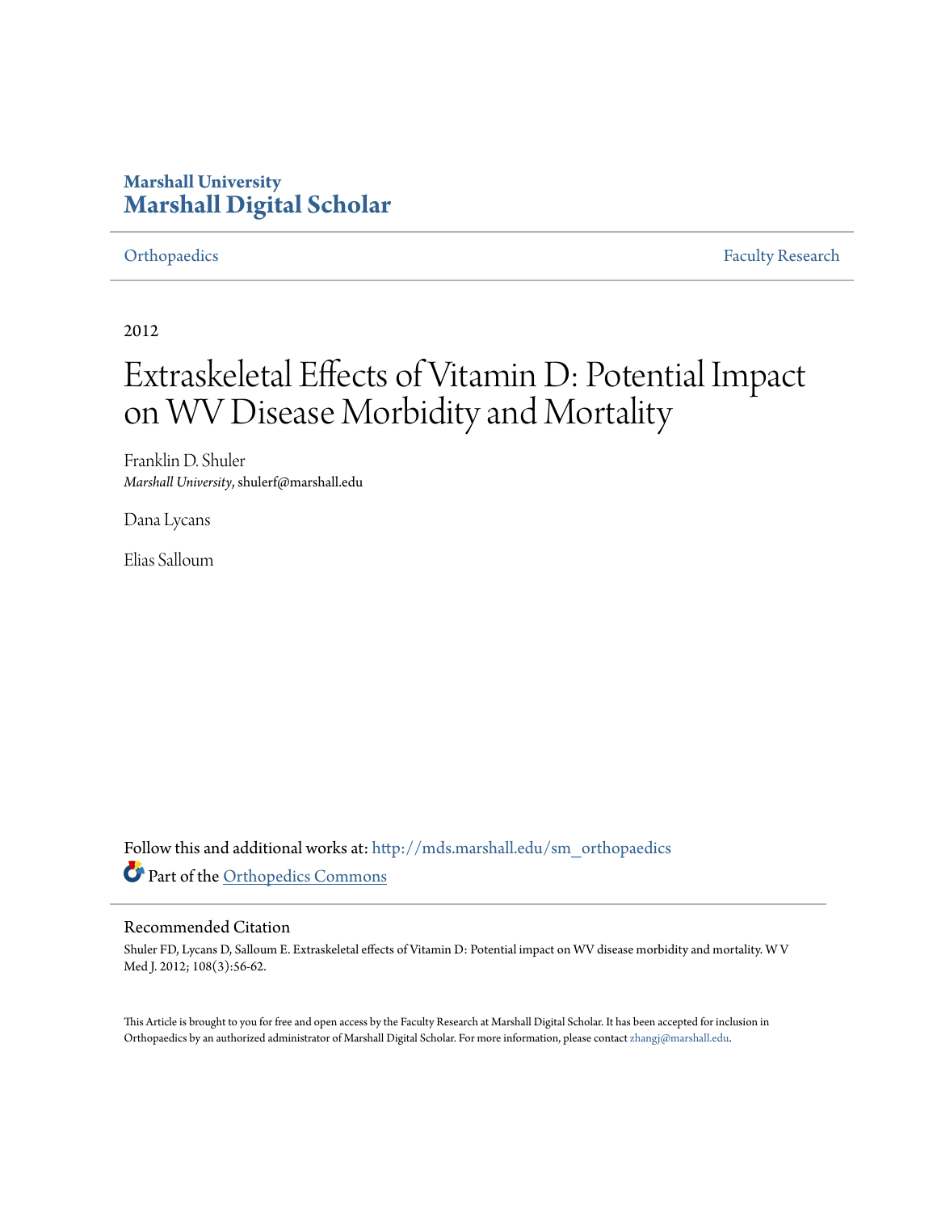# Marshall University
# Marshall Digital Scholar

Orthopaedics | Faculty Research

2012

# Extraskeletal Effects of Vitamin D: Potential Impact on WV Disease Morbidity and Mortality

Franklin D. Shuler
*Marshall University*, shulerf@marshall.edu

Dana Lycans

Elias Salloum

Follow this and additional works at: http://mds.marshall.edu/sm_orthopaedics

Part of the Orthopedics Commons

## Recommended Citation

Shuler FD, Lycans D, Salloum E. Extraskeletal effects of Vitamin D: Potential impact on WV disease morbidity and mortality. W V Med J. 2012; 108(3):56-62.

This Article is brought to you for free and open access by the Faculty Research at Marshall Digital Scholar. It has been accepted for inclusion in Orthopaedics by an authorized administrator of Marshall Digital Scholar. For more information, please contact zhangj@marshall.edu.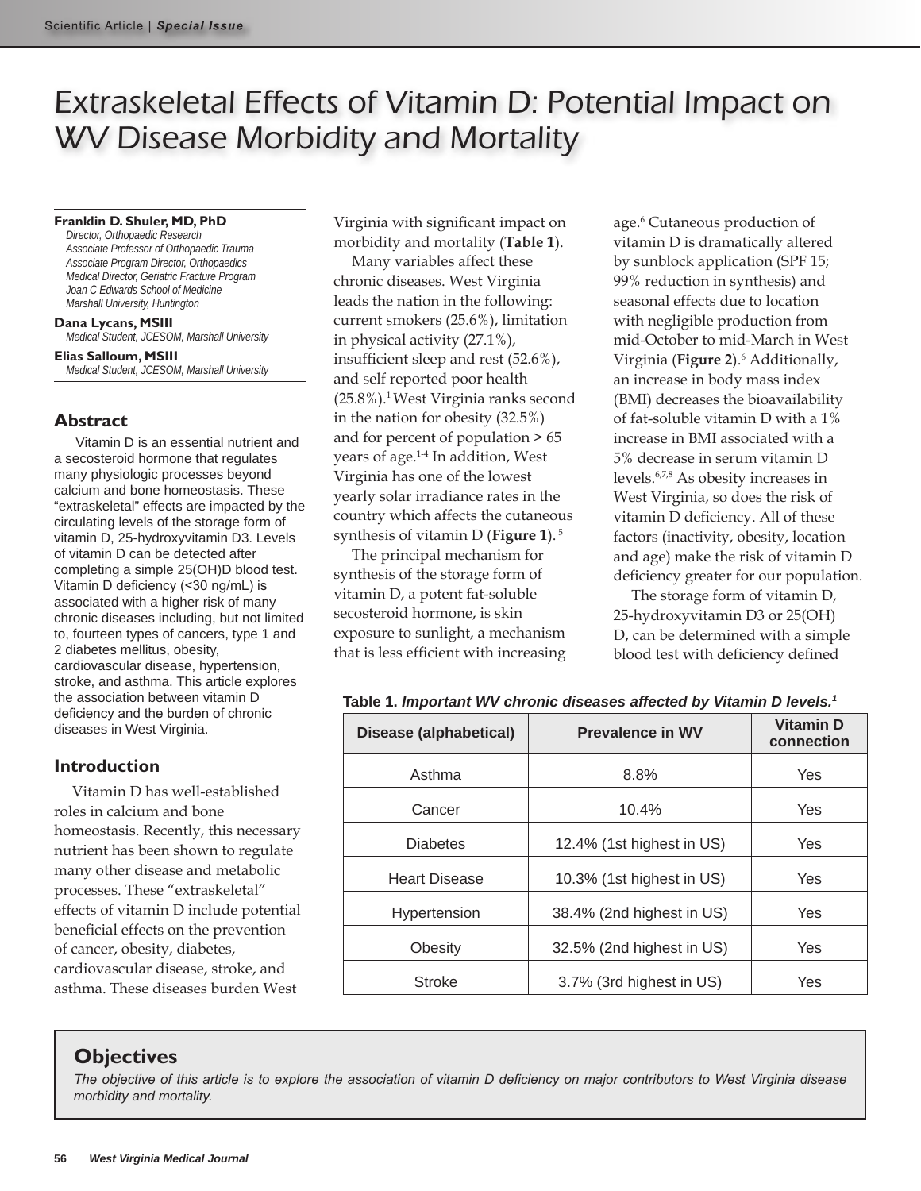# Extraskeletal Effects of Vitamin D: Potential Impact on WV Disease Morbidity and Mortality

**Franklin D. Shuler, MD, PhD**
*Director, Orthopaedic Research*
*Associate Professor of Orthopaedic Trauma*
*Associate Program Director, Orthopaedics*
*Medical Director, Geriatric Fracture Program*
*Joan C Edwards School of Medicine*
*Marshall University, Huntington*

**Dana Lycans, MSIII**
*Medical Student, JCESOM, Marshall University*

**Elias Salloum, MSIII**
*Medical Student, JCESOM, Marshall University*

## Abstract

Vitamin D is an essential nutrient and a secosteroid hormone that regulates many physiologic processes beyond calcium and bone homeostasis. These "extraskeletal" effects are impacted by the circulating levels of the storage form of vitamin D, 25-hydroxyvitamin D3. Levels of vitamin D can be detected after completing a simple 25(OH)D blood test. Vitamin D deficiency (<30 ng/mL) is associated with a higher risk of many chronic diseases including, but not limited to, fourteen types of cancers, type 1 and 2 diabetes mellitus, obesity, cardiovascular disease, hypertension, stroke, and asthma. This article explores the association between vitamin D deficiency and the burden of chronic diseases in West Virginia.

## Introduction

Vitamin D has well-established roles in calcium and bone homeostasis. Recently, this necessary nutrient has been shown to regulate many other disease and metabolic processes. These "extraskeletal" effects of vitamin D include potential beneficial effects on the prevention of cancer, obesity, diabetes, cardiovascular disease, stroke, and asthma. These diseases burden West Virginia with significant impact on morbidity and mortality (**Table 1**).

Many variables affect these chronic diseases. West Virginia leads the nation in the following: current smokers (25.6%), limitation in physical activity (27.1%), insufficient sleep and rest (52.6%), and self reported poor health (25.8%).[1] West Virginia ranks second in the nation for obesity (32.5%) and for percent of population > 65 years of age.[1-4] In addition, West Virginia has one of the lowest yearly solar irradiance rates in the country which affects the cutaneous synthesis of vitamin D (**Figure 1**).[5]

The principal mechanism for synthesis of the storage form of vitamin D, a potent fat-soluble secosteroid hormone, is skin exposure to sunlight, a mechanism that is less efficient with increasing age.[6] Cutaneous production of vitamin D is dramatically altered by sunblock application (SPF 15; 99% reduction in synthesis) and seasonal effects due to location with negligible production from mid-October to mid-March in West Virginia (**Figure 2**).[6] Additionally, an increase in body mass index (BMI) decreases the bioavailability of fat-soluble vitamin D with a 1% increase in BMI associated with a 5% decrease in serum vitamin D levels.[6,7,8] As obesity increases in West Virginia, so does the risk of vitamin D deficiency. All of these factors (inactivity, obesity, location and age) make the risk of vitamin D deficiency greater for our population.

The storage form of vitamin D, 25-hydroxyvitamin D3 or 25(OH) D, can be determined with a simple blood test with deficiency defined

**Table 1.** ***Important WV chronic diseases affected by Vitamin D levels.***[1]

| Disease (alphabetical) | Prevalence in WV | Vitamin D connection |
|---|---|---|
| Asthma | 8.8% | Yes |
| Cancer | 10.4% | Yes |
| Diabetes | 12.4% (1st highest in US) | Yes |
| Heart Disease | 10.3% (1st highest in US) | Yes |
| Hypertension | 38.4% (2nd highest in US) | Yes |
| Obesity | 32.5% (2nd highest in US) | Yes |
| Stroke | 3.7% (3rd highest in US) | Yes |

## Objectives

*The objective of this article is to explore the association of vitamin D deficiency on major contributors to West Virginia disease morbidity and mortality.*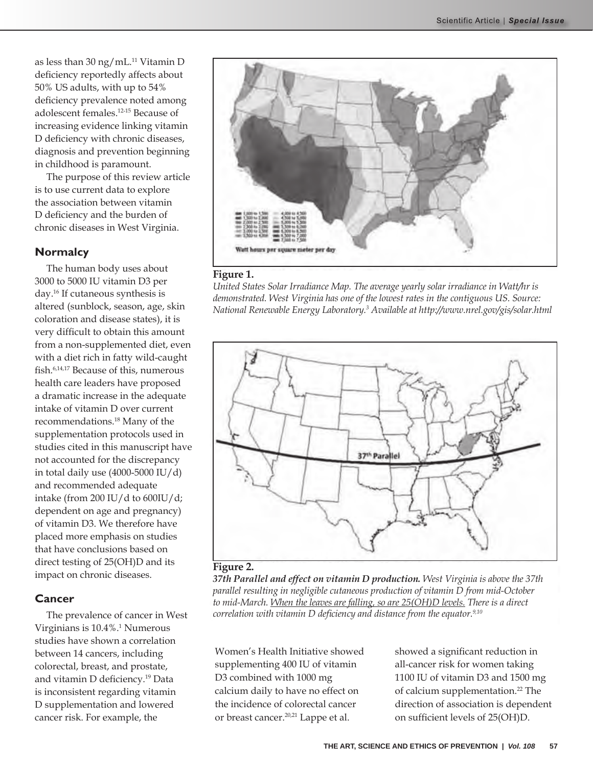as less than 30 ng/mL.[11] Vitamin D deficiency reportedly affects about 50% US adults, with up to 54% deficiency prevalence noted among adolescent females.[12-15] Because of increasing evidence linking vitamin D deficiency with chronic diseases, diagnosis and prevention beginning in childhood is paramount.

The purpose of this review article is to use current data to explore the association between vitamin D deficiency and the burden of chronic diseases in West Virginia.

## Normalcy

The human body uses about 3000 to 5000 IU vitamin D3 per day.[16] If cutaneous synthesis is altered (sunblock, season, age, skin coloration and disease states), it is very difficult to obtain this amount from a non-supplemented diet, even with a diet rich in fatty wild-caught fish.[6,14,17] Because of this, numerous health care leaders have proposed a dramatic increase in the adequate intake of vitamin D over current recommendations.[18] Many of the supplementation protocols used in studies cited in this manuscript have not accounted for the discrepancy in total daily use (4000-5000 IU/d) and recommended adequate intake (from 200 IU/d to 600IU/d; dependent on age and pregnancy) of vitamin D3. We therefore have placed more emphasis on studies that have conclusions based on direct testing of 25(OH)D and its impact on chronic diseases.

## Cancer

The prevalence of cancer in West Virginians is 10.4%.[1] Numerous studies have shown a correlation between 14 cancers, including colorectal, breast, and prostate, and vitamin D deficiency.[19] Data is inconsistent regarding vitamin D supplementation and lowered cancer risk. For example, the Women's Health Initiative showed supplementing 400 IU of vitamin D3 combined with 1000 mg calcium daily to have no effect on the incidence of colorectal cancer or breast cancer.[20,21] Lappe et al. showed a significant reduction in all-cancer risk for women taking 1100 IU of vitamin D3 and 1500 mg of calcium supplementation.[22] The direction of association is dependent on sufficient levels of 25(OH)D.

**Figure 1.**

*United States Solar Irradiance Map. The average yearly solar irradiance in Watt/hr is demonstrated. West Virginia has one of the lowest rates in the contiguous US. Source: National Renewable Energy Laboratory.[3] Available at http://www.nrel.gov/gis/solar.html*

**Figure 2.**

***37th Parallel and effect on vitamin D production.*** *West Virginia is above the 37th parallel resulting in negligible cutaneous production of vitamin D from mid-October to mid-March. When the leaves are falling, so are 25(OH)D levels. There is a direct correlation with vitamin D deficiency and distance from the equator.[9,10]*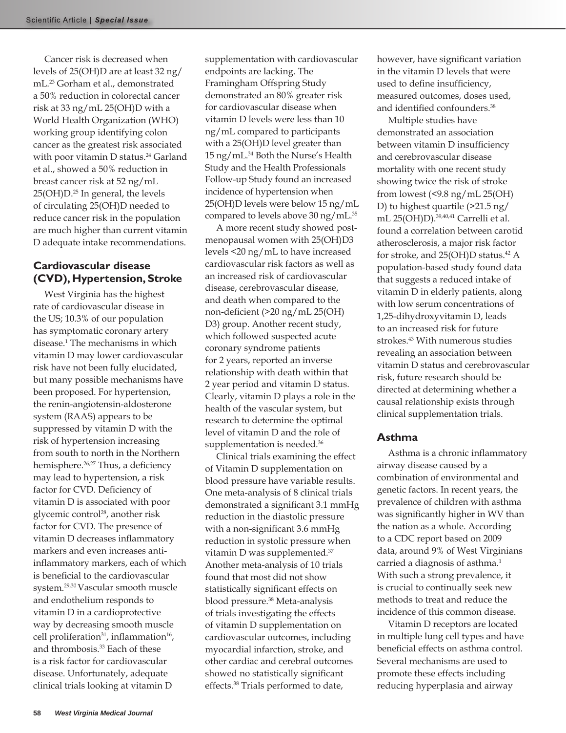Cancer risk is decreased when levels of 25(OH)D are at least 32 ng/mL.[23] Gorham et al., demonstrated a 50% reduction in colorectal cancer risk at 33 ng/mL 25(OH)D with a World Health Organization (WHO) working group identifying colon cancer as the greatest risk associated with poor vitamin D status.[24] Garland et al., showed a 50% reduction in breast cancer risk at 52 ng/mL 25(OH)D.[25] In general, the levels of circulating 25(OH)D needed to reduce cancer risk in the population are much higher than current vitamin D adequate intake recommendations.

## Cardiovascular disease (CVD), Hypertension, Stroke

West Virginia has the highest rate of cardiovascular disease in the US; 10.3% of our population has symptomatic coronary artery disease.[1] The mechanisms in which vitamin D may lower cardiovascular risk have not been fully elucidated, but many possible mechanisms have been proposed. For hypertension, the renin-angiotensin-aldosterone system (RAAS) appears to be suppressed by vitamin D with the risk of hypertension increasing from south to north in the Northern hemisphere.[26,27] Thus, a deficiency may lead to hypertension, a risk factor for CVD. Deficiency of vitamin D is associated with poor glycemic control[28], another risk factor for CVD. The presence of vitamin D decreases inflammatory markers and even increases anti-inflammatory markers, each of which is beneficial to the cardiovascular system.[29,30] Vascular smooth muscle and endothelium responds to vitamin D in a cardioprotective way by decreasing smooth muscle cell proliferation[31], inflammation[16], and thrombosis.[33] Each of these is a risk factor for cardiovascular disease. Unfortunately, adequate clinical trials looking at vitamin D supplementation with cardiovascular endpoints are lacking. The Framingham Offspring Study demonstrated an 80% greater risk for cardiovascular disease when vitamin D levels were less than 10 ng/mL compared to participants with a 25(OH)D level greater than 15 ng/mL.[34] Both the Nurse's Health Study and the Health Professionals Follow-up Study found an increased incidence of hypertension when 25(OH)D levels were below 15 ng/mL compared to levels above 30 ng/mL.[35]

A more recent study showed post-menopausal women with 25(OH)D3 levels <20 ng/mL to have increased cardiovascular risk factors as well as an increased risk of cardiovascular disease, cerebrovascular disease, and death when compared to the non-deficient (>20 ng/mL 25(OH)D3) group. Another recent study, which followed suspected acute coronary syndrome patients for 2 years, reported an inverse relationship with death within that 2 year period and vitamin D status. Clearly, vitamin D plays a role in the health of the vascular system, but research to determine the optimal level of vitamin D and the role of supplementation is needed.[36]

Clinical trials examining the effect of Vitamin D supplementation on blood pressure have variable results. One meta-analysis of 8 clinical trials demonstrated a significant 3.1 mmHg reduction in the diastolic pressure with a non-significant 3.6 mmHg reduction in systolic pressure when vitamin D was supplemented.[37] Another meta-analysis of 10 trials found that most did not show statistically significant effects on blood pressure.[38] Meta-analysis of trials investigating the effects of vitamin D supplementation on cardiovascular outcomes, including myocardial infarction, stroke, and other cardiac and cerebral outcomes showed no statistically significant effects.[38] Trials performed to date, however, have significant variation in the vitamin D levels that were used to define insufficiency, measured outcomes, doses used, and identified confounders.[38]

Multiple studies have demonstrated an association between vitamin D insufficiency and cerebrovascular disease mortality with one recent study showing twice the risk of stroke from lowest (<9.8 ng/mL 25(OH)D) to highest quartile (>21.5 ng/mL 25(OH)D).[39,40,41] Carrelli et al. found a correlation between carotid atherosclerosis, a major risk factor for stroke, and 25(OH)D status.[42] A population-based study found data that suggests a reduced intake of vitamin D in elderly patients, along with low serum concentrations of 1,25-dihydroxyvitamin D, leads to an increased risk for future strokes.[43] With numerous studies revealing an association between vitamin D status and cerebrovascular risk, future research should be directed at determining whether a causal relationship exists through clinical supplementation trials.

## Asthma

Asthma is a chronic inflammatory airway disease caused by a combination of environmental and genetic factors. In recent years, the prevalence of children with asthma was significantly higher in WV than the nation as a whole. According to a CDC report based on 2009 data, around 9% of West Virginians carried a diagnosis of asthma.[1] With such a strong prevalence, it is crucial to continually seek new methods to treat and reduce the incidence of this common disease.

Vitamin D receptors are located in multiple lung cell types and have beneficial effects on asthma control. Several mechanisms are used to promote these effects including reducing hyperplasia and airway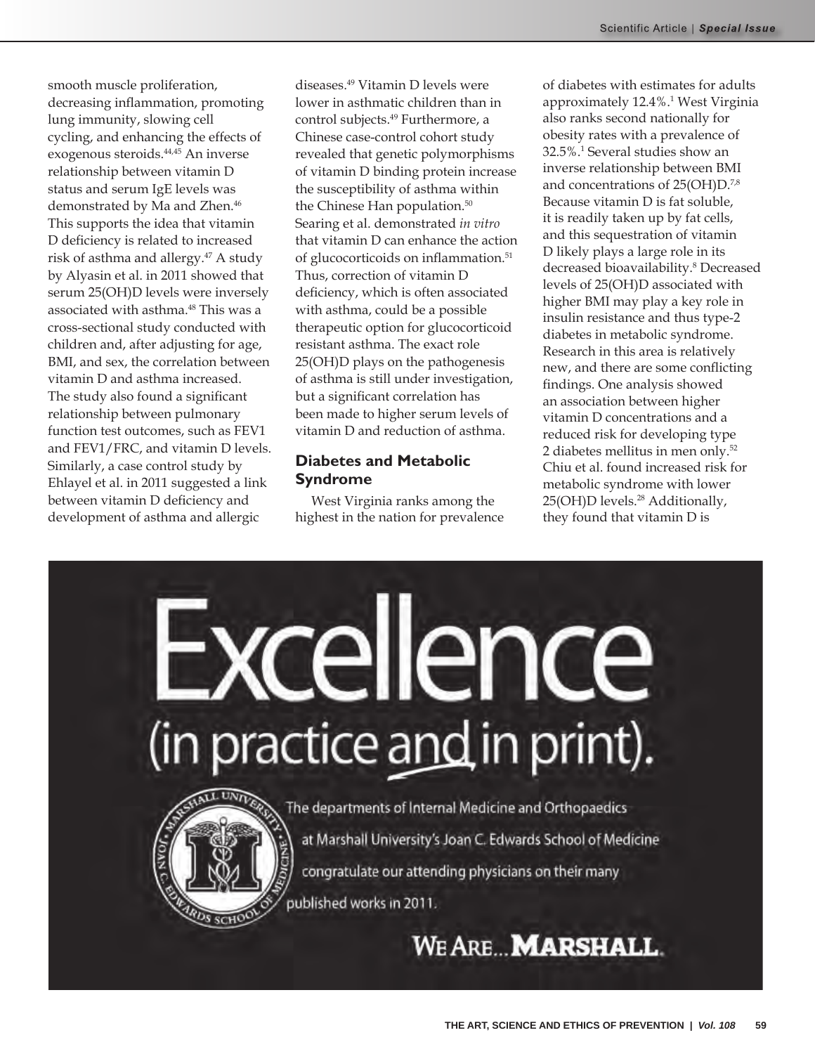smooth muscle proliferation, decreasing inflammation, promoting lung immunity, slowing cell cycling, and enhancing the effects of exogenous steroids.[44,45] An inverse relationship between vitamin D status and serum IgE levels was demonstrated by Ma and Zhen.[46] This supports the idea that vitamin D deficiency is related to increased risk of asthma and allergy.[47] A study by Alyasin et al. in 2011 showed that serum 25(OH)D levels were inversely associated with asthma.[48] This was a cross-sectional study conducted with children and, after adjusting for age, BMI, and sex, the correlation between vitamin D and asthma increased. The study also found a significant relationship between pulmonary function test outcomes, such as FEV1 and FEV1/FRC, and vitamin D levels. Similarly, a case control study by Ehlayel et al. in 2011 suggested a link between vitamin D deficiency and development of asthma and allergic diseases.[49] Vitamin D levels were lower in asthmatic children than in control subjects.[49] Furthermore, a Chinese case-control cohort study revealed that genetic polymorphisms of vitamin D binding protein increase the susceptibility of asthma within the Chinese Han population.[50] Searing et al. demonstrated *in vitro* that vitamin D can enhance the action of glucocorticoids on inflammation.[51] Thus, correction of vitamin D deficiency, which is often associated with asthma, could be a possible therapeutic option for glucocorticoid resistant asthma. The exact role 25(OH)D plays on the pathogenesis of asthma is still under investigation, but a significant correlation has been made to higher serum levels of vitamin D and reduction of asthma.

## Diabetes and Metabolic Syndrome

West Virginia ranks among the highest in the nation for prevalence of diabetes with estimates for adults approximately 12.4%.[1] West Virginia also ranks second nationally for obesity rates with a prevalence of 32.5%.[1] Several studies show an inverse relationship between BMI and concentrations of 25(OH)D.[7,8] Because vitamin D is fat soluble, it is readily taken up by fat cells, and this sequestration of vitamin D likely plays a large role in its decreased bioavailability.[8] Decreased levels of 25(OH)D associated with higher BMI may play a key role in insulin resistance and thus type-2 diabetes in metabolic syndrome. Research in this area is relatively new, and there are some conflicting findings. One analysis showed an association between higher vitamin D concentrations and a reduced risk for developing type 2 diabetes mellitus in men only.[52] Chiu et al. found increased risk for metabolic syndrome with lower 25(OH)D levels.[28] Additionally, they found that vitamin D is

Excellence (in practice and in print).

The departments of Internal Medicine and Orthopaedics at Marshall University's Joan C. Edwards School of Medicine congratulate our attending physicians on their many published works in 2011.

WE ARE... MARSHALL.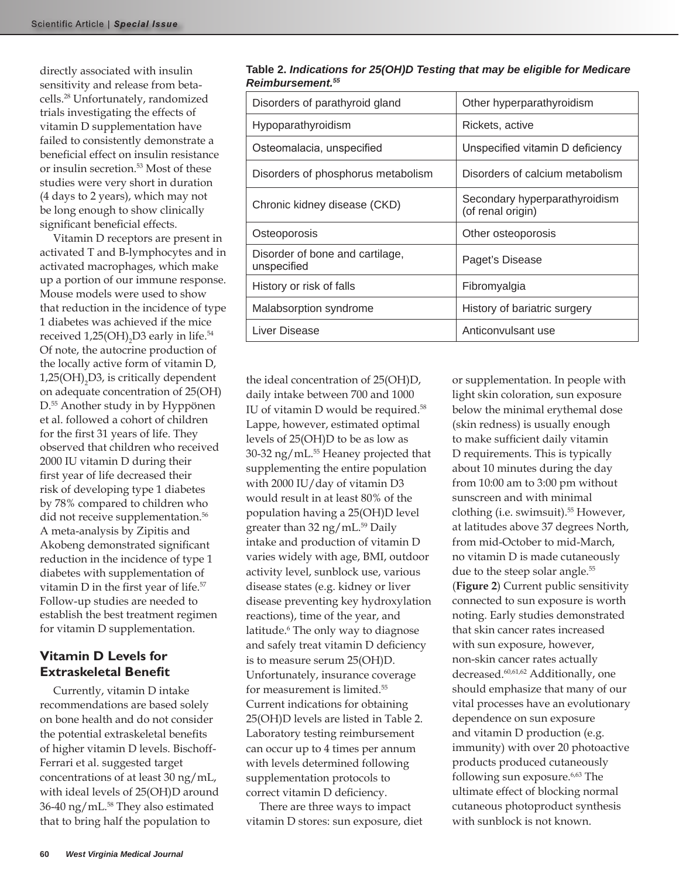directly associated with insulin sensitivity and release from beta-cells.[28] Unfortunately, randomized trials investigating the effects of vitamin D supplementation have failed to consistently demonstrate a beneficial effect on insulin resistance or insulin secretion.[53] Most of these studies were very short in duration (4 days to 2 years), which may not be long enough to show clinically significant beneficial effects.

Vitamin D receptors are present in activated T and B-lymphocytes and in activated macrophages, which make up a portion of our immune response. Mouse models were used to show that reduction in the incidence of type 1 diabetes was achieved if the mice received $1,25(OH)_2D3$ early in life.[54] Of note, the autocrine production of the locally active form of vitamin D, $1,25(OH)_2D3$, is critically dependent on adequate concentration of 25(OH)D.[55] Another study in by Hyppönen et al. followed a cohort of children for the first 31 years of life. They observed that children who received 2000 IU vitamin D during their first year of life decreased their risk of developing type 1 diabetes by 78% compared to children who did not receive supplementation.[56] A meta-analysis by Zipitis and Akobeng demonstrated significant reduction in the incidence of type 1 diabetes with supplementation of vitamin D in the first year of life.[57] Follow-up studies are needed to establish the best treatment regimen for vitamin D supplementation.

## Vitamin D Levels for Extraskeletal Benefit

Currently, vitamin D intake recommendations are based solely on bone health and do not consider the potential extraskeletal benefits of higher vitamin D levels. Bischoff-Ferrari et al. suggested target concentrations of at least 30 ng/mL, with ideal levels of 25(OH)D around 36-40 ng/mL.[58] They also estimated that to bring half the population to the ideal concentration of 25(OH)D, daily intake between 700 and 1000 IU of vitamin D would be required.[58] Lappe, however, estimated optimal levels of 25(OH)D to be as low as 30-32 ng/mL.[55] Heaney projected that supplementing the entire population with 2000 IU/day of vitamin D3 would result in at least 80% of the population having a 25(OH)D level greater than 32 ng/mL.[59] Daily intake and production of vitamin D varies widely with age, BMI, outdoor activity level, sunblock use, various disease states (e.g. kidney or liver disease preventing key hydroxylation reactions), time of the year, and latitude.[6] The only way to diagnose and safely treat vitamin D deficiency is to measure serum 25(OH)D. Unfortunately, insurance coverage for measurement is limited.[55] Current indications for obtaining 25(OH)D levels are listed in Table 2. Laboratory testing reimbursement can occur up to 4 times per annum with levels determined following supplementation protocols to correct vitamin D deficiency.

**Table 2. *Indications for 25(OH)D Testing that may be eligible for Medicare Reimbursement.[55]***

| | |
|---|---|
| Disorders of parathyroid gland | Other hyperparathyroidism |
| Hypoparathyroidism | Rickets, active |
| Osteomalacia, unspecified | Unspecified vitamin D deficiency |
| Disorders of phosphorus metabolism | Disorders of calcium metabolism |
| Chronic kidney disease (CKD) | Secondary hyperparathyroidism (of renal origin) |
| Osteoporosis | Other osteoporosis |
| Disorder of bone and cartilage, unspecified | Paget's Disease |
| History or risk of falls | Fibromyalgia |
| Malabsorption syndrome | History of bariatric surgery |
| Liver Disease | Anticonvulsant use |

There are three ways to impact vitamin D stores: sun exposure, diet or supplementation. In people with light skin coloration, sun exposure below the minimal erythemal dose (skin redness) is usually enough to make sufficient daily vitamin D requirements. This is typically about 10 minutes during the day from 10:00 am to 3:00 pm without sunscreen and with minimal clothing (i.e. swimsuit).[55] However, at latitudes above 37 degrees North, from mid-October to mid-March, no vitamin D is made cutaneously due to the steep solar angle.[55] (**Figure 2**) Current public sensitivity connected to sun exposure is worth noting. Early studies demonstrated that skin cancer rates increased with sun exposure, however, non-skin cancer rates actually decreased.[60,61,62] Additionally, one should emphasize that many of our vital processes have an evolutionary dependence on sun exposure and vitamin D production (e.g. immunity) with over 20 photoactive products produced cutaneously following sun exposure.[6,63] The ultimate effect of blocking normal cutaneous photoproduct synthesis with sunblock is not known.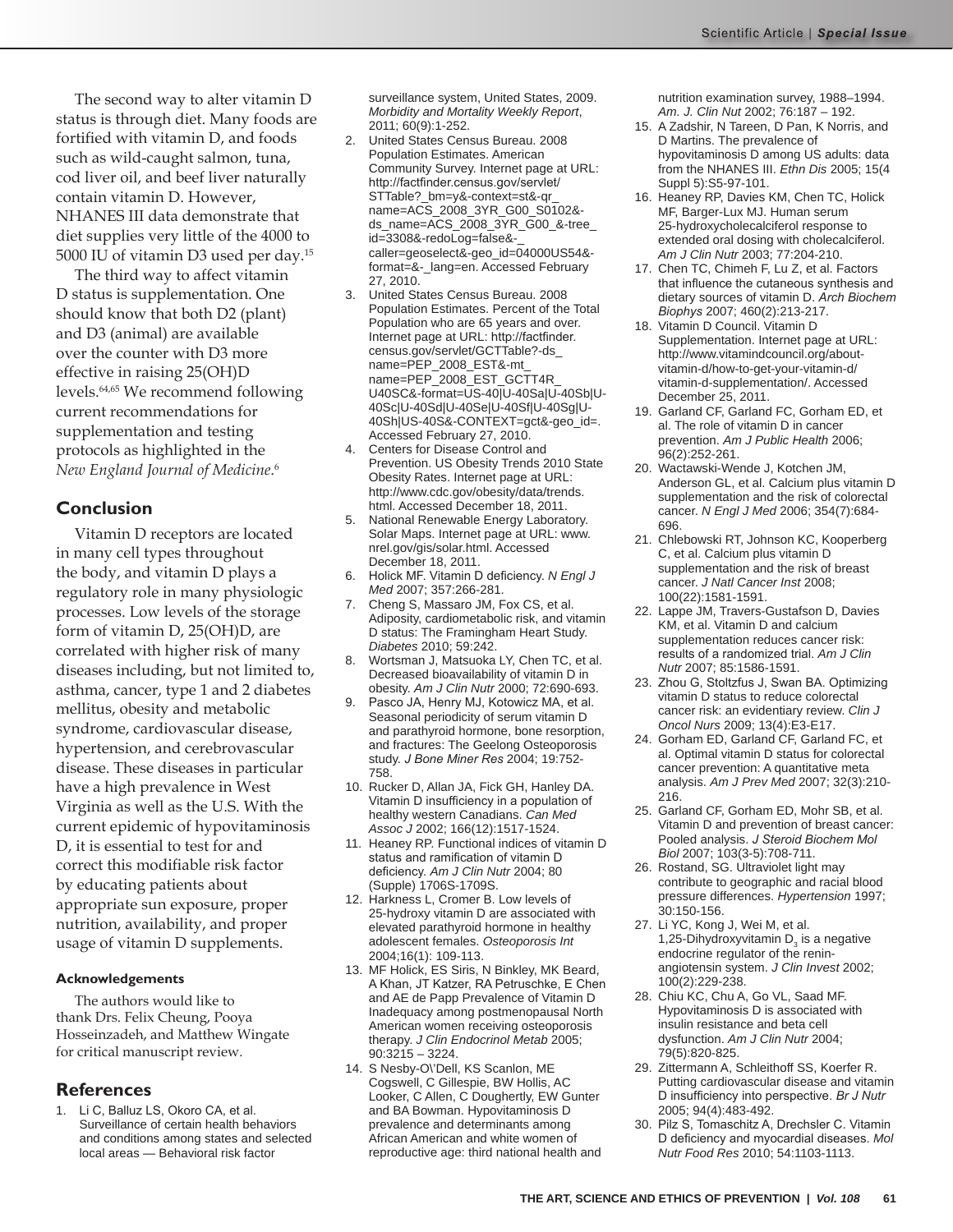The second way to alter vitamin D status is through diet. Many foods are fortified with vitamin D, and foods such as wild-caught salmon, tuna, cod liver oil, and beef liver naturally contain vitamin D. However, NHANES III data demonstrate that diet supplies very little of the 4000 to 5000 IU of vitamin D3 used per day.[15]

The third way to affect vitamin D status is supplementation. One should know that both D2 (plant) and D3 (animal) are available over the counter with D3 more effective in raising 25(OH)D levels.[64,65] We recommend following current recommendations for supplementation and testing protocols as highlighted in the *New England Journal of Medicine*.[6]

## Conclusion

Vitamin D receptors are located in many cell types throughout the body, and vitamin D plays a regulatory role in many physiologic processes. Low levels of the storage form of vitamin D, 25(OH)D, are correlated with higher risk of many diseases including, but not limited to, asthma, cancer, type 1 and 2 diabetes mellitus, obesity and metabolic syndrome, cardiovascular disease, hypertension, and cerebrovascular disease. These diseases in particular have a high prevalence in West Virginia as well as the U.S. With the current epidemic of hypovitaminosis D, it is essential to test for and correct this modifiable risk factor by educating patients about appropriate sun exposure, proper nutrition, availability, and proper usage of vitamin D supplements.

#### Acknowledgements

The authors would like to thank Drs. Felix Cheung, Pooya Hosseinzadeh, and Matthew Wingate for critical manuscript review.

## References

1. Li C, Balluz LS, Okoro CA, et al. Surveillance of certain health behaviors and conditions among states and selected local areas — Behavioral risk factor surveillance system, United States, 2009. *Morbidity and Mortality Weekly Report*, 2011; 60(9):1-252.
2. United States Census Bureau. 2008 Population Estimates. American Community Survey. Internet page at URL: http://factfinder.census.gov/servlet/STTable?_bm=y&-context=st&-qr_name=ACS_2008_3YR_G00_S0102&-ds_name=ACS_2008_3YR_G00_&-tree_id=3308&-redoLog=false&-_caller=geoselect&-geo_id=04000US54&-format=&-_lang=en. Accessed February 27, 2010.
3. United States Census Bureau. 2008 Population Estimates. Percent of the Total Population who are 65 years and over. Internet page at URL: http://factfinder.census.gov/servlet/GCTTable?-ds_name=PEP_2008_EST&-mt_name=PEP_2008_EST_GCTT4R_U40SC&-format=US-40|U-40Sa|U-40Sb|U-40Sc|U-40Sd|U-40Se|U-40Sf|U-40Sg|U-40Sh|US-40S&-CONTEXT=gct&-geo_id=. Accessed February 27, 2010.
4. Centers for Disease Control and Prevention. US Obesity Trends 2010 State Obesity Rates. Internet page at URL: http://www.cdc.gov/obesity/data/trends.html. Accessed December 18, 2011.
5. National Renewable Energy Laboratory. Solar Maps. Internet page at URL: www.nrel.gov/gis/solar.html. Accessed December 18, 2011.
6. Holick MF. Vitamin D deficiency. *N Engl J Med* 2007; 357:266-281.
7. Cheng S, Massaro JM, Fox CS, et al. Adiposity, cardiometabolic risk, and vitamin D status: The Framingham Heart Study. *Diabetes* 2010; 59:242.
8. Wortsman J, Matsuoka LY, Chen TC, et al. Decreased bioavailability of vitamin D in obesity. *Am J Clin Nutr* 2000; 72:690-693.
9. Pasco JA, Henry MJ, Kotowicz MA, et al. Seasonal periodicity of serum vitamin D and parathyroid hormone, bone resorption, and fractures: The Geelong Osteoporosis study. *J Bone Miner Res* 2004; 19:752-758.
10. Rucker D, Allan JA, Fick GH, Hanley DA. Vitamin D insufficiency in a population of healthy western Canadians. *Can Med Assoc J* 2002; 166(12):1517-1524.
11. Heaney RP. Functional indices of vitamin D status and ramification of vitamin D deficiency. *Am J Clin Nutr* 2004; 80 (Supple) 1706S-1709S.
12. Harkness L, Cromer B. Low levels of 25-hydroxy vitamin D are associated with elevated parathyroid hormone in healthy adolescent females. *Osteoporosis Int* 2004;16(1): 109-113.
13. MF Holick, ES Siris, N Binkley, MK Beard, A Khan, JT Katzer, RA Petruschke, E Chen and AE de Papp Prevalence of Vitamin D Inadequacy among postmenopausal North American women receiving osteoporosis therapy. *J Clin Endocrinol Metab* 2005; 90:3215 – 3224.
14. S Nesby-O\'Dell, KS Scanlon, ME Cogswell, C Gillespie, BW Hollis, AC Looker, C Allen, C Doughertly, EW Gunter and BA Bowman. Hypovitaminosis D prevalence and determinants among African American and white women of reproductive age: third national health and nutrition examination survey, 1988–1994. *Am. J. Clin Nut* 2002; 76:187 – 192.
15. A Zadshir, N Tareen, D Pan, K Norris, and D Martins. The prevalence of hypovitaminosis D among US adults: data from the NHANES III. *Ethn Dis* 2005; 15(4 Suppl 5):S5-97-101.
16. Heaney RP, Davies KM, Chen TC, Holick MF, Barger-Lux MJ. Human serum 25-hydroxycholecalciferol response to extended oral dosing with cholecalciferol. *Am J Clin Nutr* 2003; 77:204-210.
17. Chen TC, Chimeh F, Lu Z, et al. Factors that influence the cutaneous synthesis and dietary sources of vitamin D. *Arch Biochem Biophys* 2007; 460(2):213-217.
18. Vitamin D Council. Vitamin D Supplementation. Internet page at URL: http://www.vitamindcouncil.org/about-vitamin-d/how-to-get-your-vitamin-d/vitamin-d-supplementation/. Accessed December 25, 2011.
19. Garland CF, Garland FC, Gorham ED, et al. The role of vitamin D in cancer prevention. *Am J Public Health* 2006; 96(2):252-261.
20. Wactawski-Wende J, Kotchen JM, Anderson GL, et al. Calcium plus vitamin D supplementation and the risk of colorectal cancer. *N Engl J Med* 2006; 354(7):684-696.
21. Chlebowski RT, Johnson KC, Kooperberg C, et al. Calcium plus vitamin D supplementation and the risk of breast cancer. *J Natl Cancer Inst* 2008; 100(22):1581-1591.
22. Lappe JM, Travers-Gustafson D, Davies KM, et al. Vitamin D and calcium supplementation reduces cancer risk: results of a randomized trial. *Am J Clin Nutr* 2007; 85:1586-1591.
23. Zhou G, Stoltzfus J, Swan BA. Optimizing vitamin D status to reduce colorectal cancer risk: an evidentiary review. *Clin J Oncol Nurs* 2009; 13(4):E3-E17.
24. Gorham ED, Garland CF, Garland FC, et al. Optimal vitamin D status for colorectal cancer prevention: A quantitative meta analysis. *Am J Prev Med* 2007; 32(3):210-216.
25. Garland CF, Gorham ED, Mohr SB, et al. Vitamin D and prevention of breast cancer: Pooled analysis. *J Steroid Biochem Mol Biol* 2007; 103(3-5):708-711.
26. Rostand, SG. Ultraviolet light may contribute to geographic and racial blood pressure differences. *Hypertension* 1997; 30:150-156.
27. Li YC, Kong J, Wei M, et al. 1,25-Dihydroxyvitamin $D_3$ is a negative endocrine regulator of the renin-angiotensin system. *J Clin Invest* 2002; 100(2):229-238.
28. Chiu KC, Chu A, Go VL, Saad MF. Hypovitaminosis D is associated with insulin resistance and beta cell dysfunction. *Am J Clin Nutr* 2004; 79(5):820-825.
29. Zittermann A, Schleithoff SS, Koerfer R. Putting cardiovascular disease and vitamin D insufficiency into perspective. *Br J Nutr* 2005; 94(4):483-492.
30. Pilz S, Tomaschitz A, Drechsler C. Vitamin D deficiency and myocardial diseases. *Mol Nutr Food Res* 2010; 54:1103-1113.